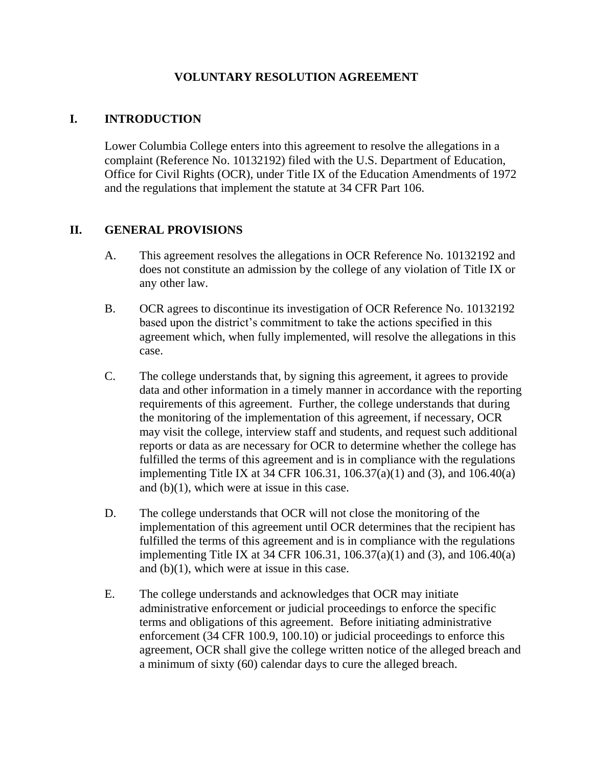# VOLUNTARY RESOLUTION AGREEMENT

## I. INTRODUCTION

Lower Columbia College enters into this agreement to resolve the allegations in a complaint (Reference No. 10132192) filed with the U.S. Department of Education, Office for Civil Rights (OCR), under Title IX of the Education Amendments of 1972 and the regulations that implement the statute at 34 CFR Part 106.

## II. GENERAL PROVISIONS

A. This agreement resolves the allegations in OCR Reference No. 10132192 and does not constitute an admission by the college of any violation of Title IX or any other law.

B. OCR agrees to discontinue its investigation of OCR Reference No. 10132192 based upon the district's commitment to take the actions specified in this agreement which, when fully implemented, will resolve the allegations in this case.

C. The college understands that, by signing this agreement, it agrees to provide data and other information in a timely manner in accordance with the reporting requirements of this agreement. Further, the college understands that during the monitoring of the implementation of this agreement, if necessary, OCR may visit the college, interview staff and students, and request such additional reports or data as are necessary for OCR to determine whether the college has fulfilled the terms of this agreement and is in compliance with the regulations implementing Title IX at 34 CFR 106.31, 106.37(a)(1) and (3), and 106.40(a) and (b)(1), which were at issue in this case.

D. The college understands that OCR will not close the monitoring of the implementation of this agreement until OCR determines that the recipient has fulfilled the terms of this agreement and is in compliance with the regulations implementing Title IX at 34 CFR 106.31, 106.37(a)(1) and (3), and 106.40(a) and (b)(1), which were at issue in this case.

E. The college understands and acknowledges that OCR may initiate administrative enforcement or judicial proceedings to enforce the specific terms and obligations of this agreement. Before initiating administrative enforcement (34 CFR 100.9, 100.10) or judicial proceedings to enforce this agreement, OCR shall give the college written notice of the alleged breach and a minimum of sixty (60) calendar days to cure the alleged breach.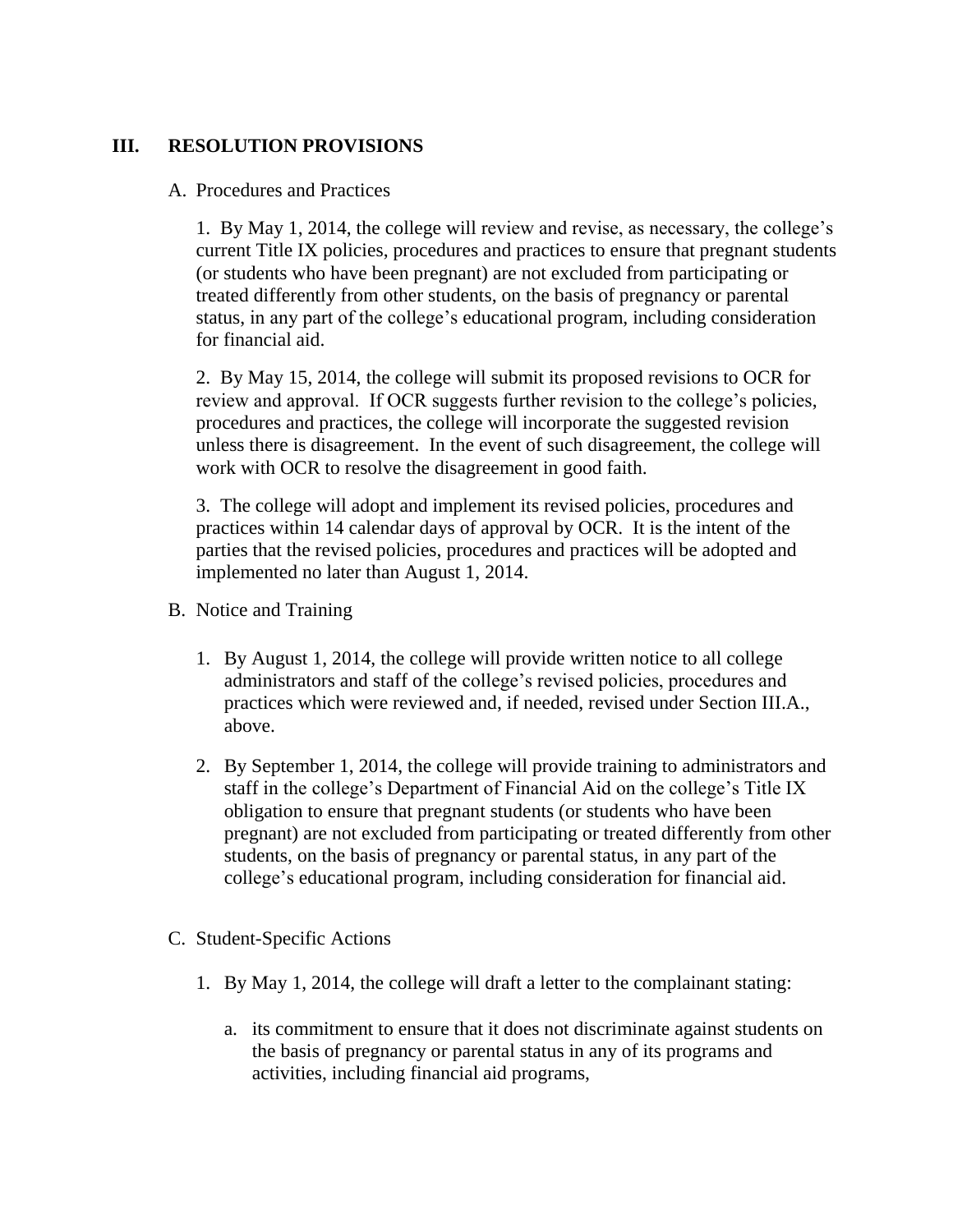## III. RESOLUTION PROVISIONS

A. Procedures and Practices

1. By May 1, 2014, the college will review and revise, as necessary, the college's current Title IX policies, procedures and practices to ensure that pregnant students (or students who have been pregnant) are not excluded from participating or treated differently from other students, on the basis of pregnancy or parental status, in any part of the college's educational program, including consideration for financial aid.

2. By May 15, 2014, the college will submit its proposed revisions to OCR for review and approval. If OCR suggests further revision to the college's policies, procedures and practices, the college will incorporate the suggested revision unless there is disagreement. In the event of such disagreement, the college will work with OCR to resolve the disagreement in good faith.

3. The college will adopt and implement its revised policies, procedures and practices within 14 calendar days of approval by OCR. It is the intent of the parties that the revised policies, procedures and practices will be adopted and implemented no later than August 1, 2014.

B. Notice and Training

1. By August 1, 2014, the college will provide written notice to all college administrators and staff of the college's revised policies, procedures and practices which were reviewed and, if needed, revised under Section III.A., above.
2. By September 1, 2014, the college will provide training to administrators and staff in the college's Department of Financial Aid on the college's Title IX obligation to ensure that pregnant students (or students who have been pregnant) are not excluded from participating or treated differently from other students, on the basis of pregnancy or parental status, in any part of the college's educational program, including consideration for financial aid.

C. Student-Specific Actions

1. By May 1, 2014, the college will draft a letter to the complainant stating:
   a. its commitment to ensure that it does not discriminate against students on the basis of pregnancy or parental status in any of its programs and activities, including financial aid programs,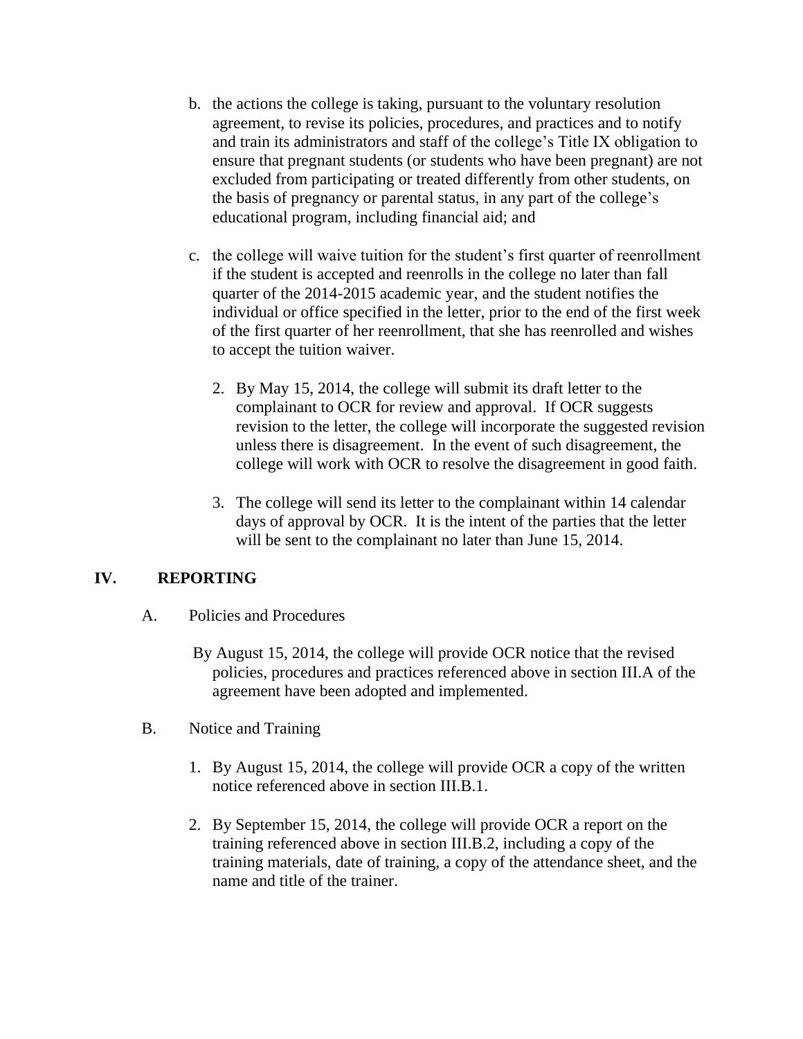b. the actions the college is taking, pursuant to the voluntary resolution agreement, to revise its policies, procedures, and practices and to notify and train its administrators and staff of the college's Title IX obligation to ensure that pregnant students (or students who have been pregnant) are not excluded from participating or treated differently from other students, on the basis of pregnancy or parental status, in any part of the college's educational program, including financial aid; and

c. the college will waive tuition for the student's first quarter of reenrollment if the student is accepted and reenrolls in the college no later than fall quarter of the 2014-2015 academic year, and the student notifies the individual or office specified in the letter, prior to the end of the first week of the first quarter of her reenrollment, that she has reenrolled and wishes to accept the tuition waiver.

2. By May 15, 2014, the college will submit its draft letter to the complainant to OCR for review and approval. If OCR suggests revision to the letter, the college will incorporate the suggested revision unless there is disagreement. In the event of such disagreement, the college will work with OCR to resolve the disagreement in good faith.

3. The college will send its letter to the complainant within 14 calendar days of approval by OCR. It is the intent of the parties that the letter will be sent to the complainant no later than June 15, 2014.

## IV. REPORTING

A. Policies and Procedures

By August 15, 2014, the college will provide OCR notice that the revised policies, procedures and practices referenced above in section III.A of the agreement have been adopted and implemented.

B. Notice and Training

1. By August 15, 2014, the college will provide OCR a copy of the written notice referenced above in section III.B.1.

2. By September 15, 2014, the college will provide OCR a report on the training referenced above in section III.B.2, including a copy of the training materials, date of training, a copy of the attendance sheet, and the name and title of the trainer.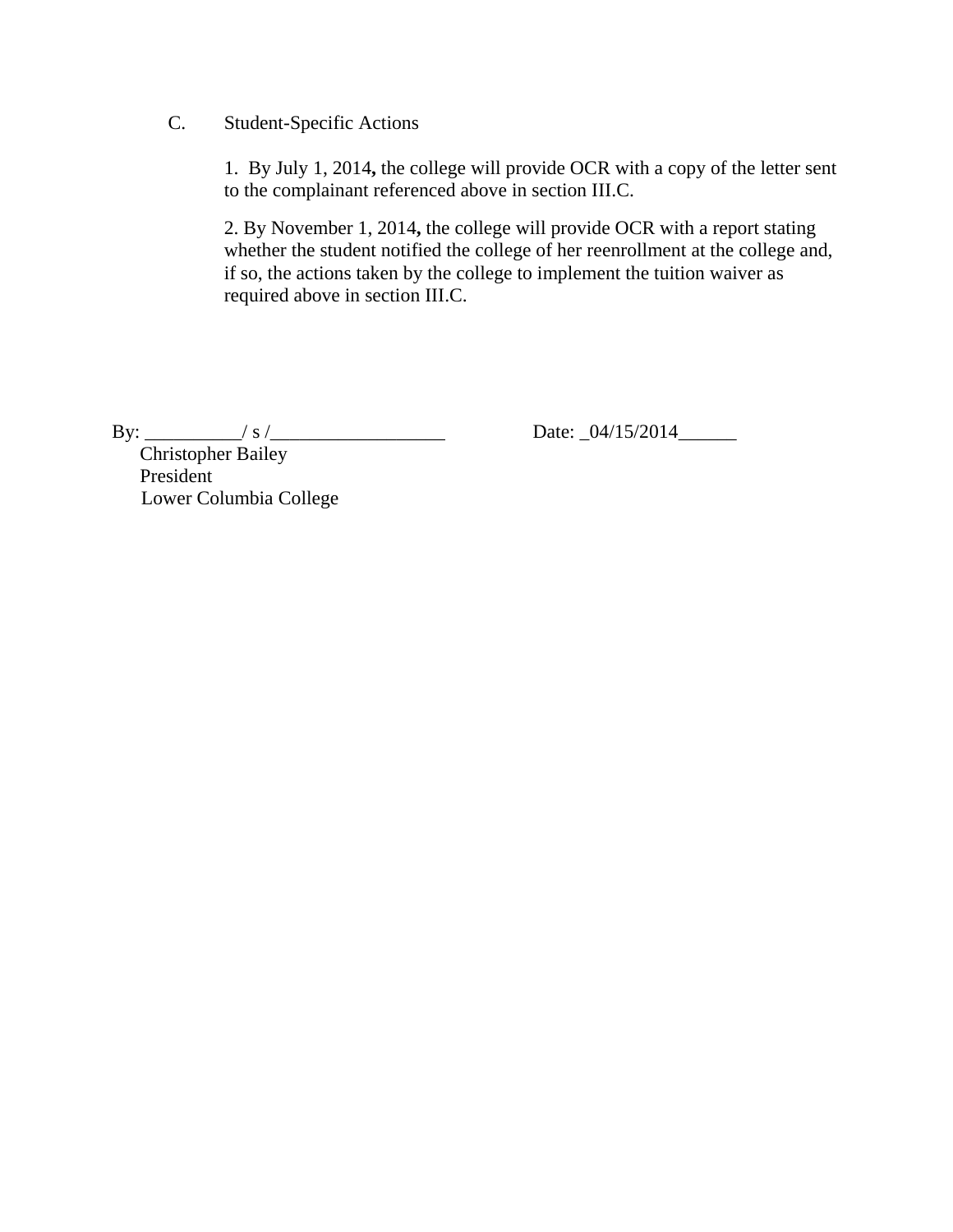C. Student-Specific Actions

1. By July 1, 2014**,** the college will provide OCR with a copy of the letter sent to the complainant referenced above in section III.C.

2. By November 1, 2014**,** the college will provide OCR with a report stating whether the student notified the college of her reenrollment at the college and, if so, the actions taken by the college to implement the tuition waiver as required above in section III.C.

By: __________/ s /__________________ Date: _04/15/2014______

Christopher Bailey
President
Lower Columbia College